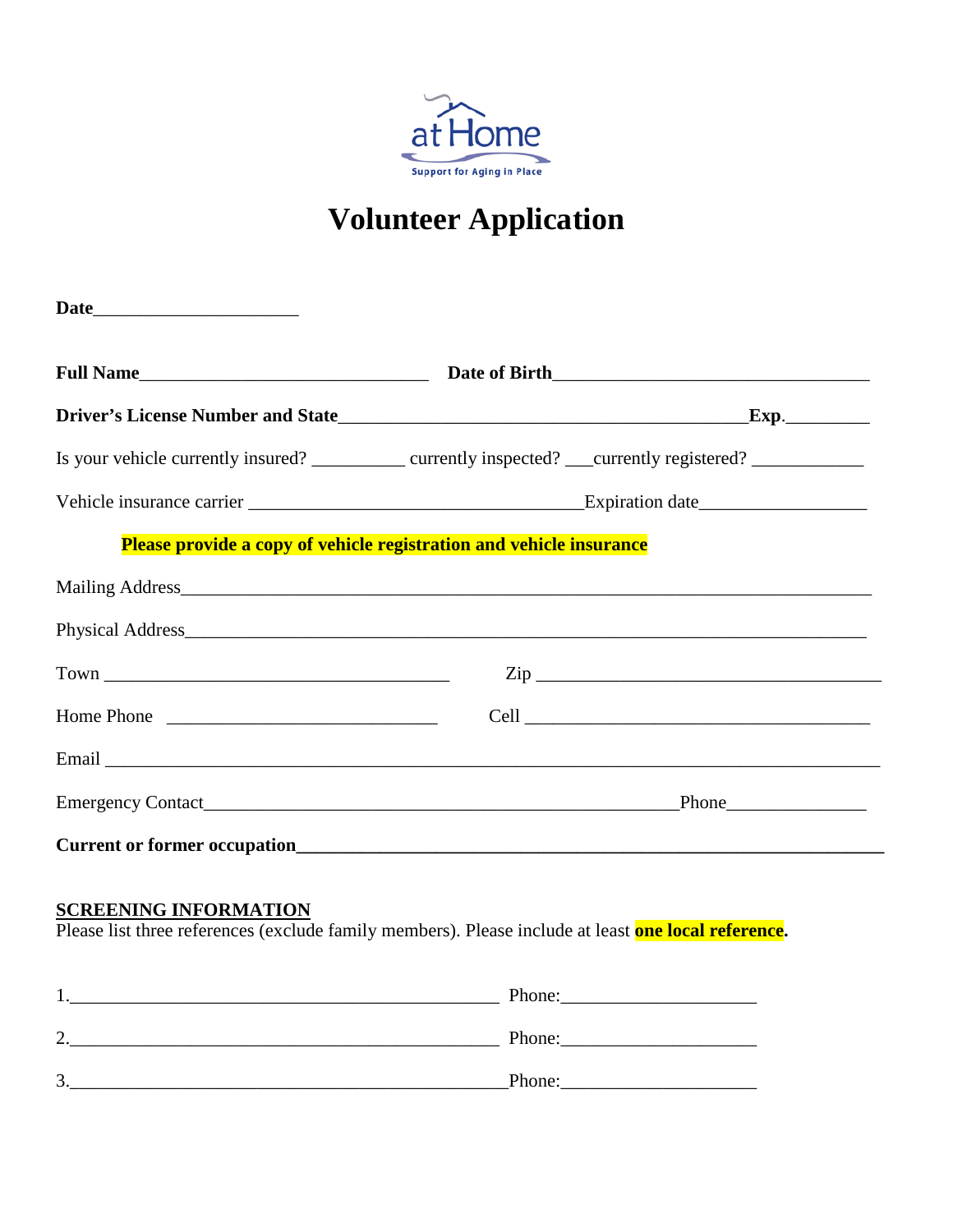at Home

Support for Aging in Place

# Volunteer Application

**Date**______________________

**Full Name**_______________________________ **Date of Birth**__________________________________

**Driver's License Number and State**_____________________________________________**Exp.**_________

Is your vehicle currently insured? __________ currently inspected? ___currently registered? ____________

Vehicle insurance carrier ____________________________________Expiration date__________________

**Please provide a copy of vehicle registration and vehicle insurance**

Mailing Address______________________________________________________________________

Physical Address_____________________________________________________________________

Town _____________________________________ Zip _____________________________________

Home Phone _____________________________ Cell _____________________________________

Email _____________________________________________________________________________

Emergency Contact___________________________________________________Phone_______________

**Current or former occupation**_________________________________________________________________

## SCREENING INFORMATION

Please list three references (exclude family members). Please include at least **one local reference.**

1.______________________________________________ Phone:_____________________

2.______________________________________________ Phone:_____________________

3.______________________________________________ Phone:_____________________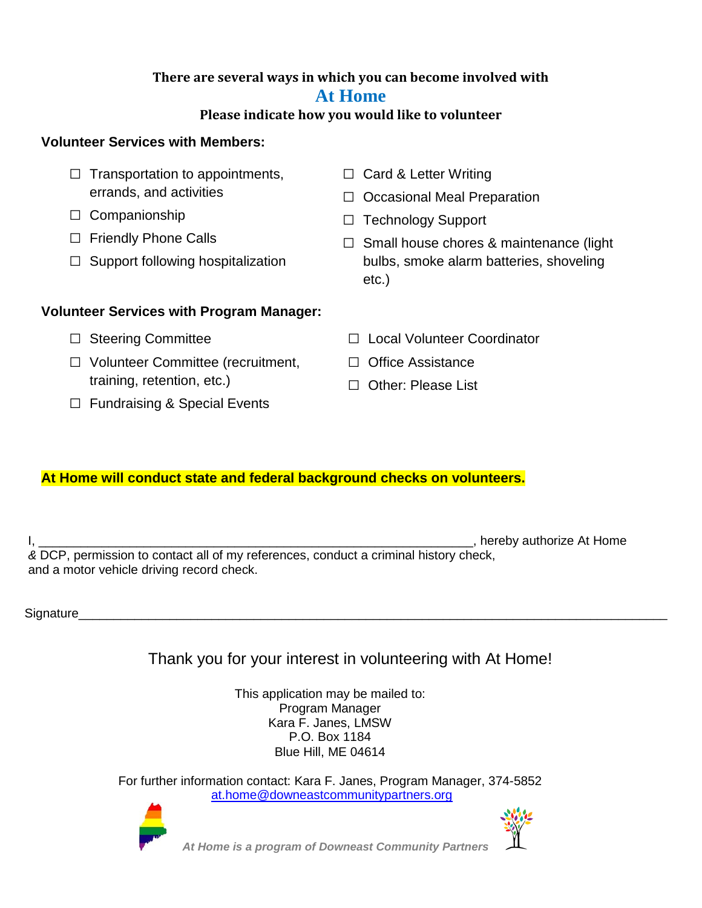**There are several ways in which you can become involved with**

## At Home

**Please indicate how you would like to volunteer**

**Volunteer Services with Members:**

- ☐ Transportation to appointments, errands, and activities
- ☐ Companionship
- ☐ Friendly Phone Calls
- ☐ Support following hospitalization
- ☐ Card & Letter Writing
- ☐ Occasional Meal Preparation
- ☐ Technology Support
- ☐ Small house chores & maintenance (light bulbs, smoke alarm batteries, shoveling etc.)

**Volunteer Services with Program Manager:**

- ☐ Steering Committee
- ☐ Volunteer Committee (recruitment, training, retention, etc.)
- ☐ Fundraising & Special Events
- ☐ Local Volunteer Coordinator
- ☐ Office Assistance
- ☐ Other: Please List

**At Home will conduct state and federal background checks on volunteers.**

I, _______________________________________________________________, hereby authorize At Home & DCP, permission to contact all of my references, conduct a criminal history check, and a motor vehicle driving record check.

Signature_____________________________________________________________________________

Thank you for your interest in volunteering with At Home!

This application may be mailed to:
Program Manager
Kara F. Janes, LMSW
P.O. Box 1184
Blue Hill, ME 04614

For further information contact: Kara F. Janes, Program Manager, 374-5852
at.home@downeastcommunitypartners.org

*At Home is a program of Downeast Community Partners*